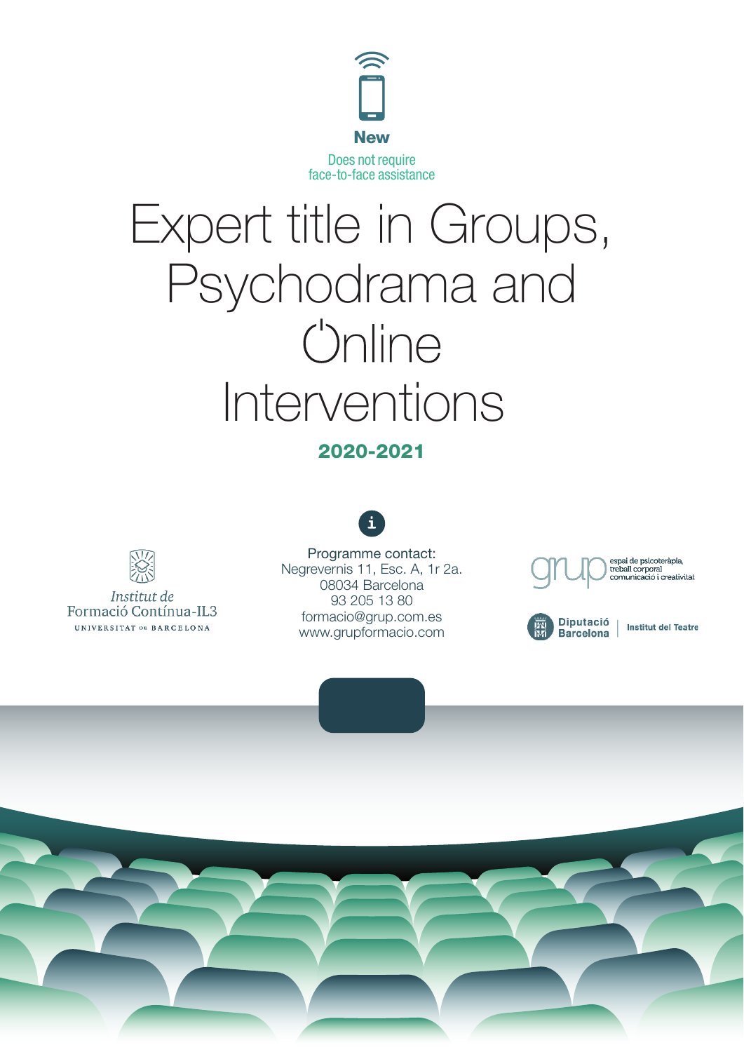**New**

Does not require
face-to-face assistance

# Expert title in Groups, Psychodrama and Online Interventions

**2020-2021**

Institut de
Formació Contínua-IL3
UNIVERSITAT DE BARCELONA

Programme contact:
Negrevernis 11, Esc. A, 1r 2a.
08034 Barcelona
93 205 13 80
formacio@grup.com.es
www.grupformacio.com

grup
espai de psicoteràpia,
treball corporal
comunicació i creativitat

Diputació Barcelona | Institut del Teatre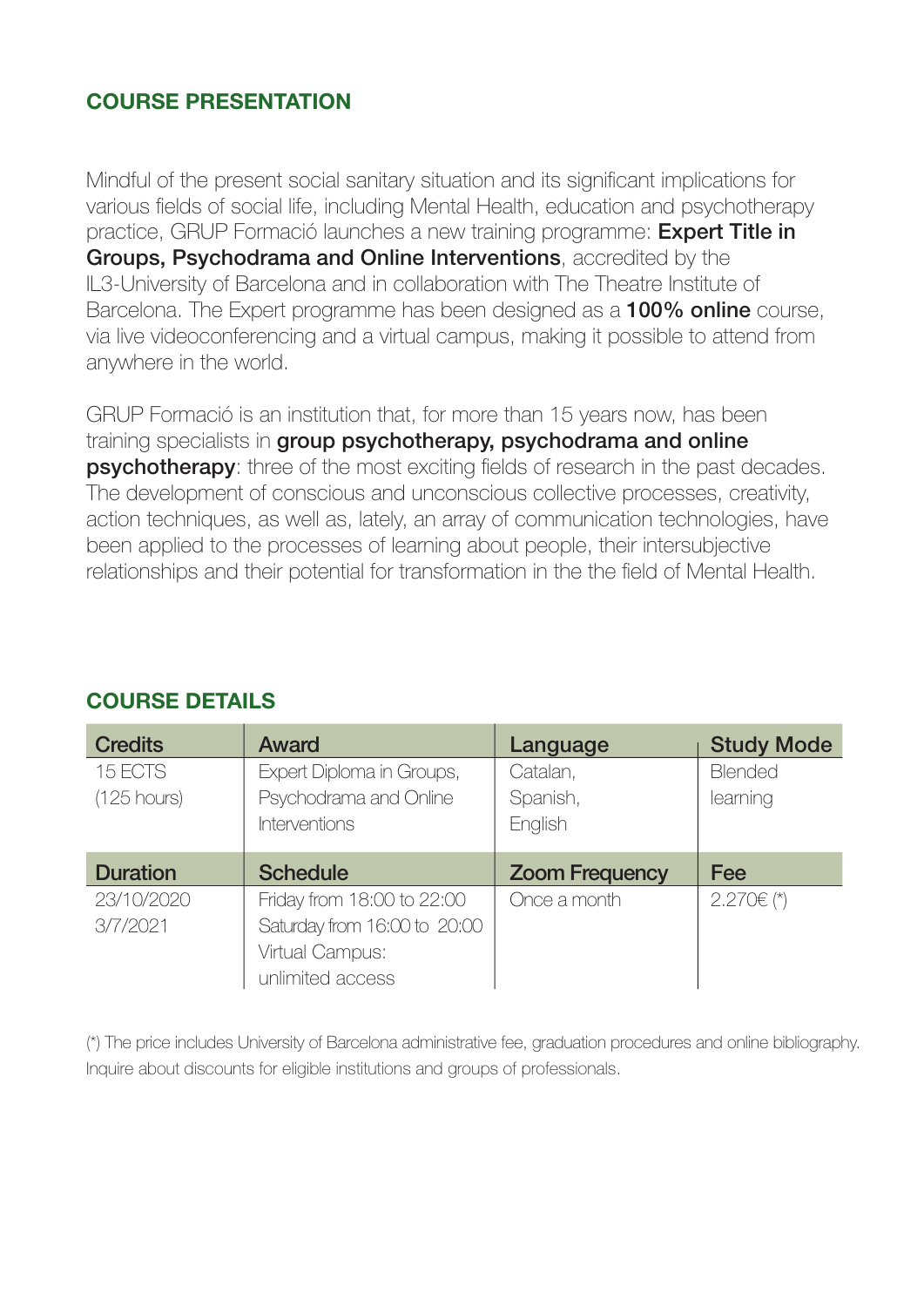## COURSE PRESENTATION

Mindful of the present social sanitary situation and its significant implications for various fields of social life, including Mental Health, education and psychotherapy practice, GRUP Formació launches a new training programme: **Expert Title in Groups, Psychodrama and Online Interventions**, accredited by the IL3-University of Barcelona and in collaboration with The Theatre Institute of Barcelona. The Expert programme has been designed as a **100% online** course, via live videoconferencing and a virtual campus, making it possible to attend from anywhere in the world.

GRUP Formació is an institution that, for more than 15 years now, has been training specialists in **group psychotherapy, psychodrama and online psychotherapy**: three of the most exciting fields of research in the past decades. The development of conscious and unconscious collective processes, creativity, action techniques, as well as, lately, an array of communication technologies, have been applied to the processes of learning about people, their intersubjective relationships and their potential for transformation in the the field of Mental Health.

## COURSE DETAILS

| Credits | Award | Language | Study Mode |
|---|---|---|---|
| 15 ECTS (125 hours) | Expert Diploma in Groups, Psychodrama and Online Interventions | Catalan, Spanish, English | Blended learning |
| **Duration** | **Schedule** | **Zoom Frequency** | **Fee** |
| 23/10/2020 3/7/2021 | Friday from 18:00 to 22:00 Saturday from 16:00 to 20:00 Virtual Campus: unlimited access | Once a month | 2.270€ (*) |

(*) The price includes University of Barcelona administrative fee, graduation procedures and online bibliography. Inquire about discounts for eligible institutions and groups of professionals.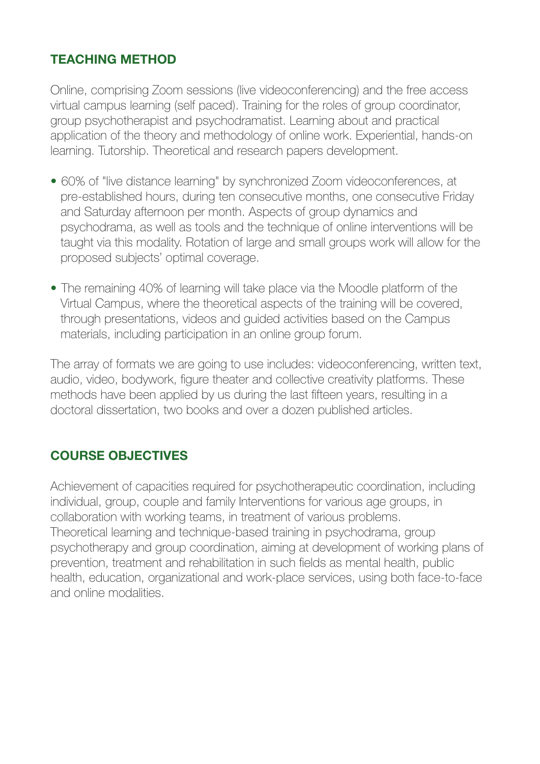## TEACHING METHOD

Online, comprising Zoom sessions (live videoconferencing) and the free access virtual campus learning (self paced). Training for the roles of group coordinator, group psychotherapist and psychodramatist. Learning about and practical application of the theory and methodology of online work. Experiential, hands-on learning. Tutorship. Theoretical and research papers development.

- 60% of "live distance learning" by synchronized Zoom videoconferences, at pre-established hours, during ten consecutive months, one consecutive Friday and Saturday afternoon per month. Aspects of group dynamics and psychodrama, as well as tools and the technique of online interventions will be taught via this modality. Rotation of large and small groups work will allow for the proposed subjects' optimal coverage.

- The remaining 40% of learning will take place via the Moodle platform of the Virtual Campus, where the theoretical aspects of the training will be covered, through presentations, videos and guided activities based on the Campus materials, including participation in an online group forum.

The array of formats we are going to use includes: videoconferencing, written text, audio, video, bodywork, figure theater and collective creativity platforms. These methods have been applied by us during the last fifteen years, resulting in a doctoral dissertation, two books and over a dozen published articles.

## COURSE OBJECTIVES

Achievement of capacities required for psychotherapeutic coordination, including individual, group, couple and family Interventions for various age groups, in collaboration with working teams, in treatment of various problems.
Theoretical learning and technique-based training in psychodrama, group psychotherapy and group coordination, aiming at development of working plans of prevention, treatment and rehabilitation in such fields as mental health, public health, education, organizational and work-place services, using both face-to-face and online modalities.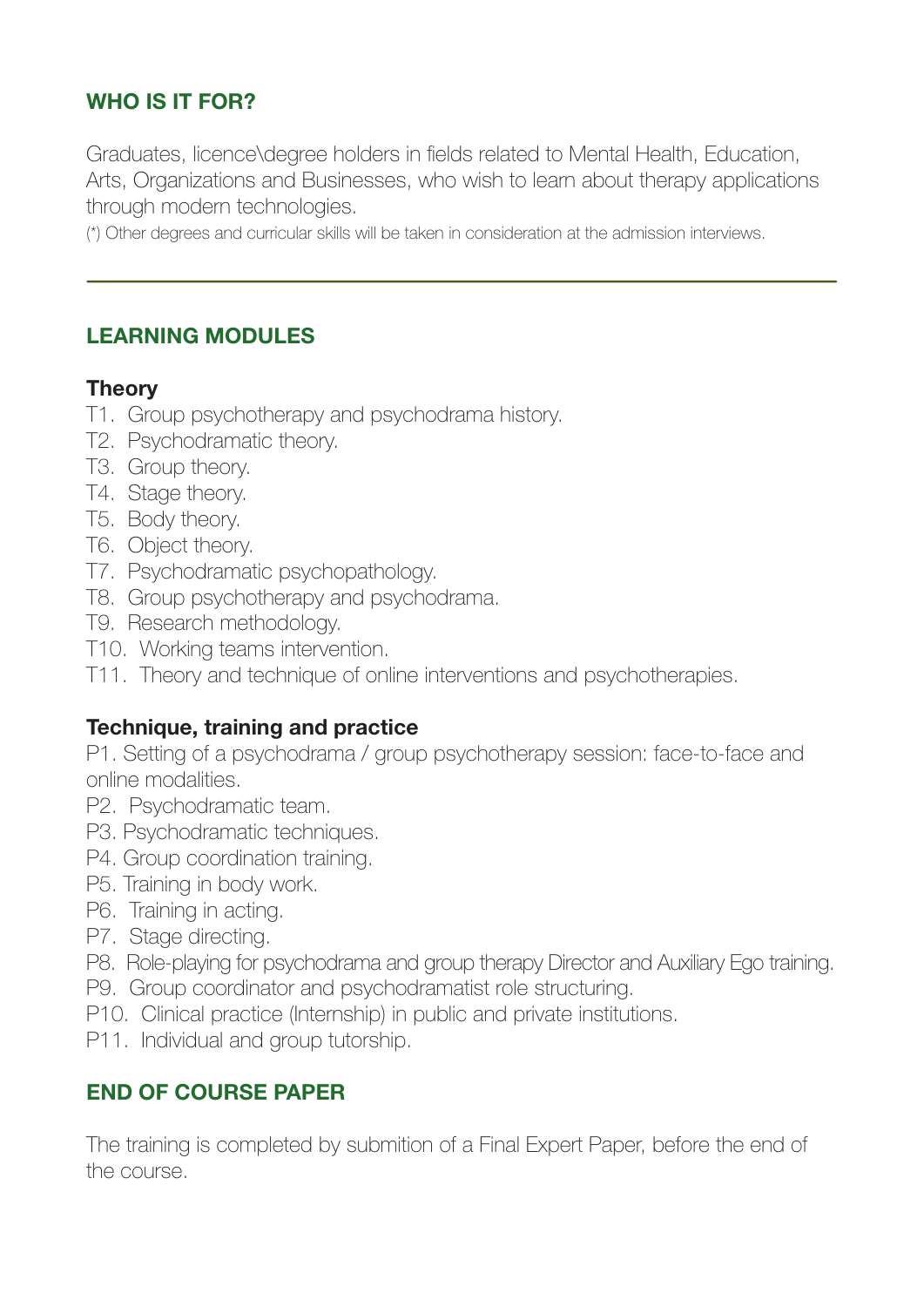## WHO IS IT FOR?

Graduates, licence\degree holders in fields related to Mental Health, Education, Arts, Organizations and Businesses, who wish to learn about therapy applications through modern technologies.

(*) Other degrees and curricular skills will be taken in consideration at the admission interviews.

---

## LEARNING MODULES

### Theory

T1. Group psychotherapy and psychodrama history.
T2. Psychodramatic theory.
T3. Group theory.
T4. Stage theory.
T5. Body theory.
T6. Object theory.
T7. Psychodramatic psychopathology.
T8. Group psychotherapy and psychodrama.
T9. Research methodology.
T10. Working teams intervention.
T11. Theory and technique of online interventions and psychotherapies.

### Technique, training and practice

P1. Setting of a psychodrama / group psychotherapy session: face-to-face and online modalities.
P2. Psychodramatic team.
P3. Psychodramatic techniques.
P4. Group coordination training.
P5. Training in body work.
P6. Training in acting.
P7. Stage directing.
P8. Role-playing for psychodrama and group therapy Director and Auxiliary Ego training.
P9. Group coordinator and psychodramatist role structuring.
P10. Clinical practice (Internship) in public and private institutions.
P11. Individual and group tutorship.

## END OF COURSE PAPER

The training is completed by submition of a Final Expert Paper, before the end of the course.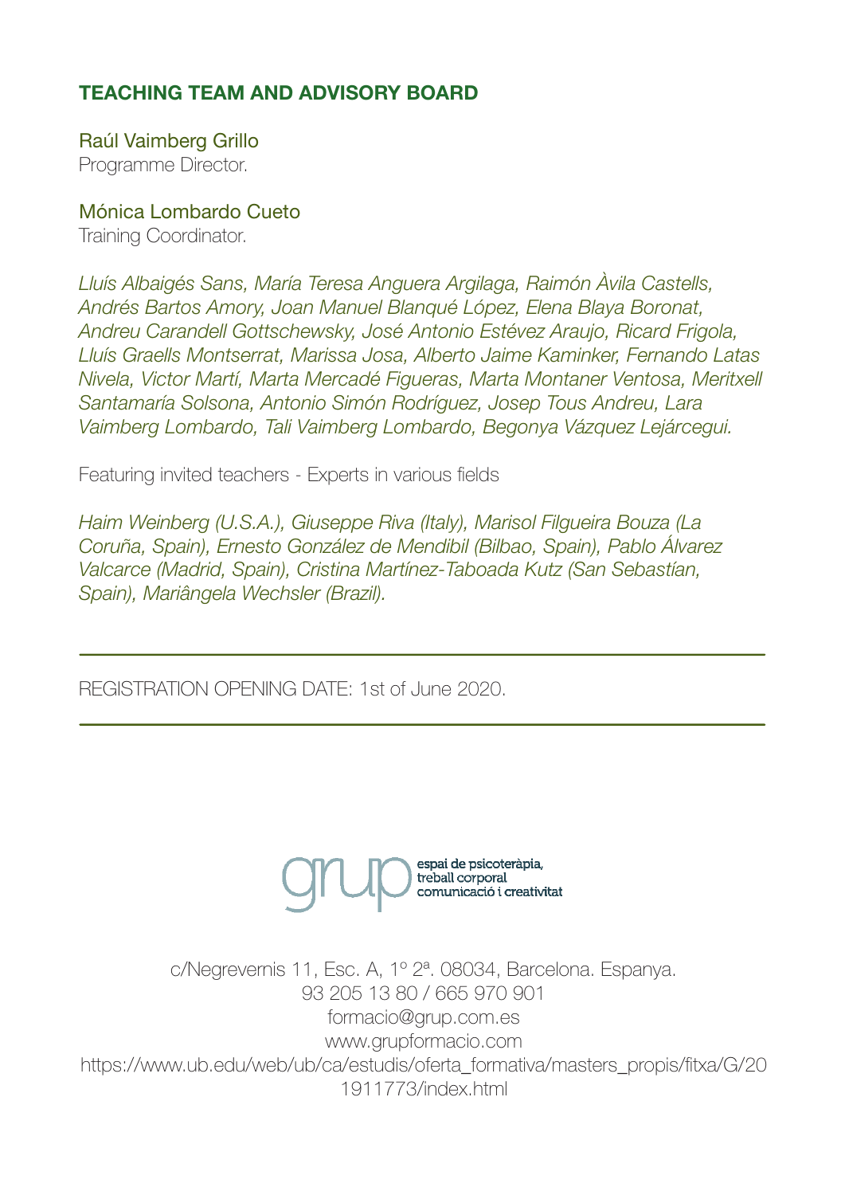## TEACHING TEAM AND ADVISORY BOARD

Raúl Vaimberg Grillo
Programme Director.

Mónica Lombardo Cueto
Training Coordinator.

*Lluís Albaigés Sans, María Teresa Anguera Argilaga, Raimón Àvila Castells, Andrés Bartos Amory, Joan Manuel Blanqué López, Elena Blaya Boronat, Andreu Carandell Gottschewsky, José Antonio Estévez Araujo, Ricard Frigola, Lluís Graells Montserrat, Marissa Josa, Alberto Jaime Kaminker, Fernando Latas Nivela, Victor Martí, Marta Mercadé Figueras, Marta Montaner Ventosa, Meritxell Santamaría Solsona, Antonio Simón Rodríguez, Josep Tous Andreu, Lara Vaimberg Lombardo, Tali Vaimberg Lombardo, Begonya Vázquez Lejárcegui.*

Featuring invited teachers - Experts in various fields

*Haim Weinberg (U.S.A.), Giuseppe Riva (Italy), Marisol Filgueira Bouza (La Coruña, Spain), Ernesto González de Mendibil (Bilbao, Spain), Pablo Álvarez Valcarce (Madrid, Spain), Cristina Martínez-Taboada Kutz (San Sebastían, Spain), Mariângela Wechsler (Brazil).*

---

REGISTRATION OPENING DATE: 1st of June 2020.

---

grup espai de psicoteràpia, treball corporal comunicació i creativitat

c/Negrevernis 11, Esc. A, 1º 2ª. 08034, Barcelona. Espanya.
93 205 13 80 / 665 970 901
formacio@grup.com.es
www.grupformacio.com
https://www.ub.edu/web/ub/ca/estudis/oferta_formativa/masters_propis/fitxa/G/201911773/index.html